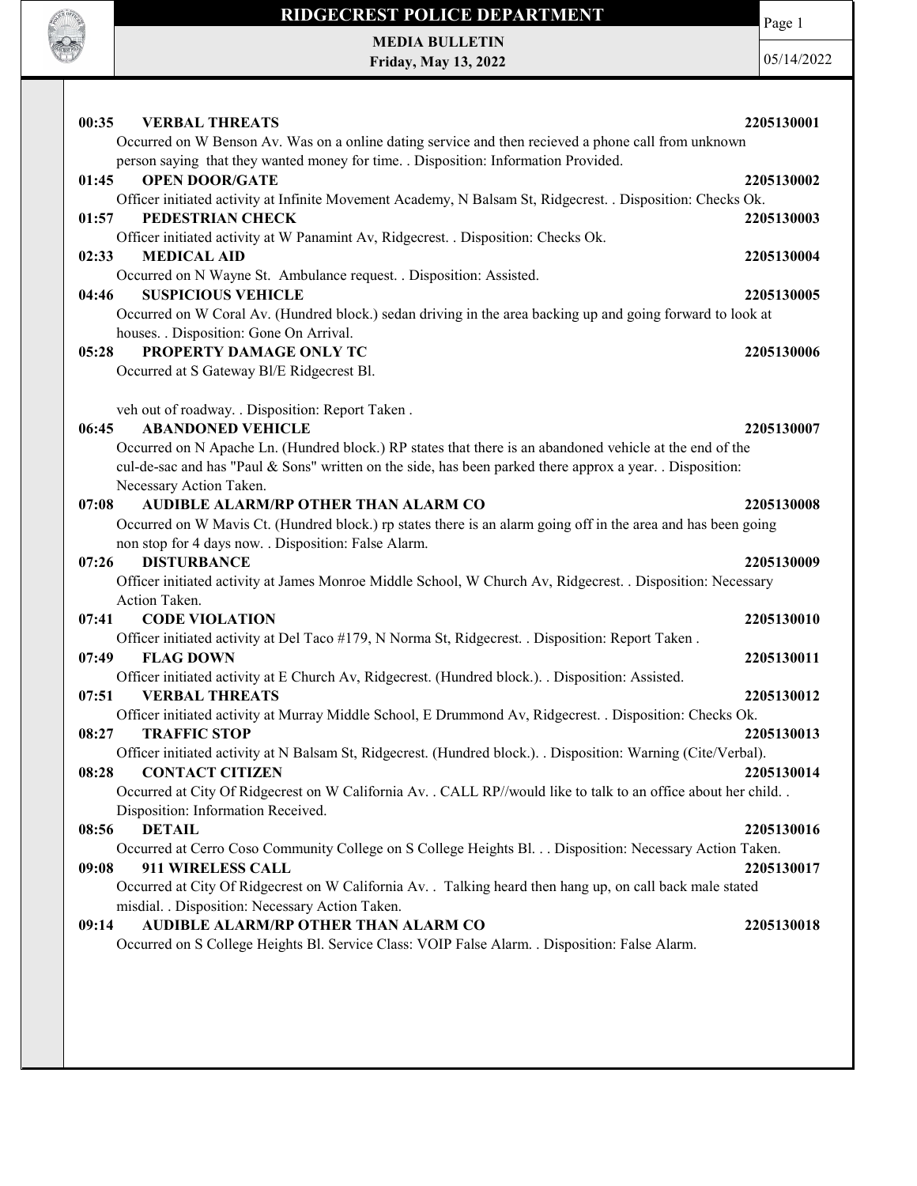# RIDGECREST POLICE DEPARTMENT

**MEDIA BULLETIN**
**Friday, May 13, 2022**

05/14/2022

**00:35 VERBAL THREATS 2205130001**
Occurred on W Benson Av. Was on a online dating service and then recieved a phone call from unknown person saying that they wanted money for time. . Disposition: Information Provided.

**01:45 OPEN DOOR/GATE 2205130002**
Officer initiated activity at Infinite Movement Academy, N Balsam St, Ridgecrest. . Disposition: Checks Ok.

**01:57 PEDESTRIAN CHECK 2205130003**
Officer initiated activity at W Panamint Av, Ridgecrest. . Disposition: Checks Ok.

**02:33 MEDICAL AID 2205130004**
Occurred on N Wayne St. Ambulance request. . Disposition: Assisted.

**04:46 SUSPICIOUS VEHICLE 2205130005**
Occurred on W Coral Av. (Hundred block.) sedan driving in the area backing up and going forward to look at houses. . Disposition: Gone On Arrival.

**05:28 PROPERTY DAMAGE ONLY TC 2205130006**
Occurred at S Gateway Bl/E Ridgecrest Bl.

veh out of roadway. . Disposition: Report Taken .

**06:45 ABANDONED VEHICLE 2205130007**
Occurred on N Apache Ln. (Hundred block.) RP states that there is an abandoned vehicle at the end of the cul-de-sac and has "Paul & Sons" written on the side, has been parked there approx a year. . Disposition: Necessary Action Taken.

**07:08 AUDIBLE ALARM/RP OTHER THAN ALARM CO 2205130008**
Occurred on W Mavis Ct. (Hundred block.) rp states there is an alarm going off in the area and has been going non stop for 4 days now. . Disposition: False Alarm.

**07:26 DISTURBANCE 2205130009**
Officer initiated activity at James Monroe Middle School, W Church Av, Ridgecrest. . Disposition: Necessary Action Taken.

**07:41 CODE VIOLATION 2205130010**
Officer initiated activity at Del Taco #179, N Norma St, Ridgecrest. . Disposition: Report Taken .

**07:49 FLAG DOWN 2205130011**
Officer initiated activity at E Church Av, Ridgecrest. (Hundred block.). . Disposition: Assisted.

**07:51 VERBAL THREATS 2205130012**
Officer initiated activity at Murray Middle School, E Drummond Av, Ridgecrest. . Disposition: Checks Ok.

**08:27 TRAFFIC STOP 2205130013**
Officer initiated activity at N Balsam St, Ridgecrest. (Hundred block.). . Disposition: Warning (Cite/Verbal).

**08:28 CONTACT CITIZEN 2205130014**
Occurred at City Of Ridgecrest on W California Av. . CALL RP//would like to talk to an office about her child. . Disposition: Information Received.

**08:56 DETAIL 2205130016**
Occurred at Cerro Coso Community College on S College Heights Bl. . . Disposition: Necessary Action Taken.

**09:08 911 WIRELESS CALL 2205130017**
Occurred at City Of Ridgecrest on W California Av. . Talking heard then hang up, on call back male stated misdial. . Disposition: Necessary Action Taken.

**09:14 AUDIBLE ALARM/RP OTHER THAN ALARM CO 2205130018**
Occurred on S College Heights Bl. Service Class: VOIP False Alarm. . Disposition: False Alarm.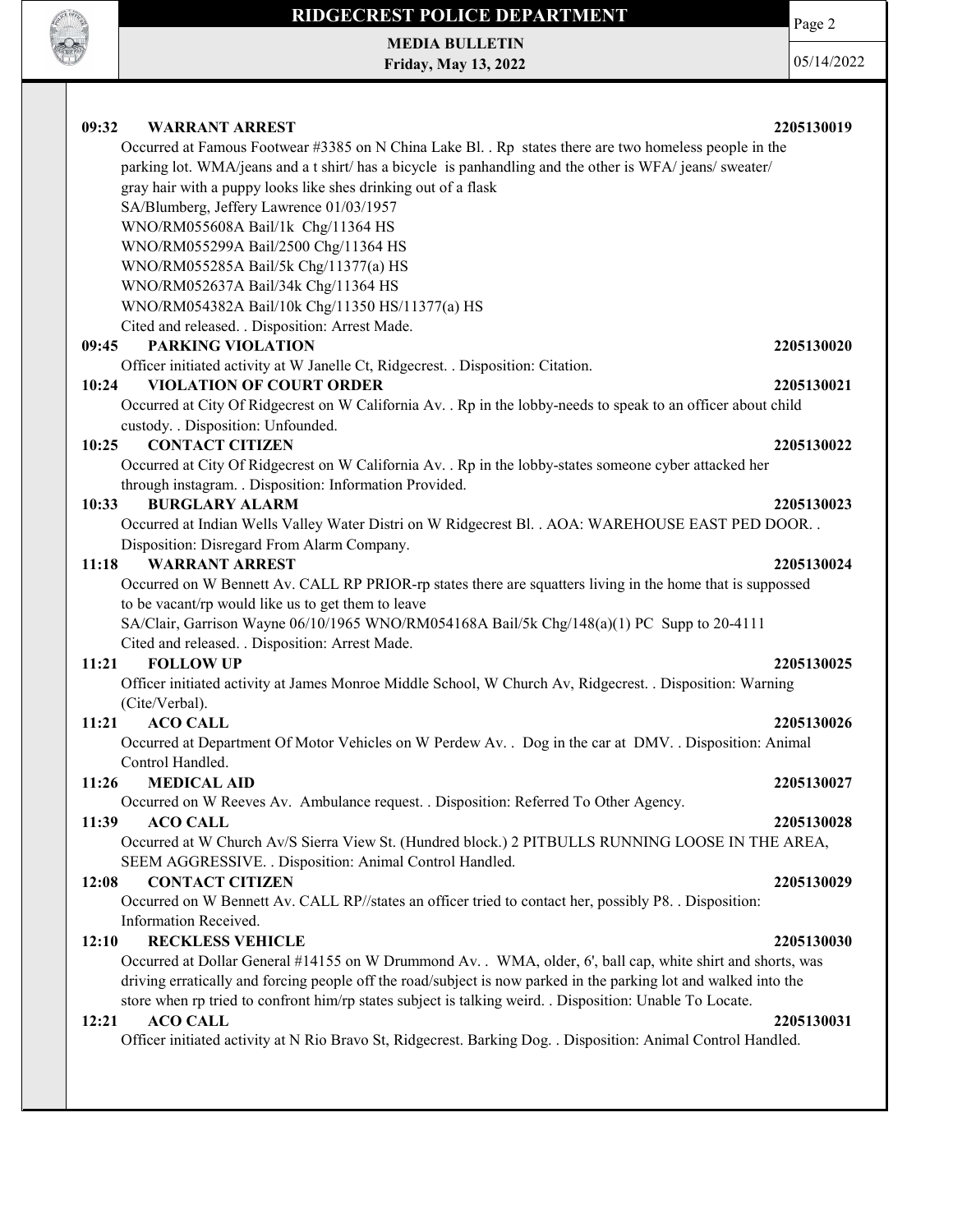**09:32 WARRANT ARREST** **2205130019**

Occurred at Famous Footwear #3385 on N China Lake Bl. . Rp states there are two homeless people in the parking lot. WMA/jeans and a t shirt/ has a bicycle is panhandling and the other is WFA/ jeans/ sweater/ gray hair with a puppy looks like shes drinking out of a flask
SA/Blumberg, Jeffery Lawrence 01/03/1957
WNO/RM055608A Bail/1k Chg/11364 HS
WNO/RM055299A Bail/2500 Chg/11364 HS
WNO/RM055285A Bail/5k Chg/11377(a) HS
WNO/RM052637A Bail/34k Chg/11364 HS
WNO/RM054382A Bail/10k Chg/11350 HS/11377(a) HS
Cited and released. . Disposition: Arrest Made.

**09:45 PARKING VIOLATION** **2205130020**

Officer initiated activity at W Janelle Ct, Ridgecrest. . Disposition: Citation.

**10:24 VIOLATION OF COURT ORDER** **2205130021**

Occurred at City Of Ridgecrest on W California Av. . Rp in the lobby-needs to speak to an officer about child custody. . Disposition: Unfounded.

**10:25 CONTACT CITIZEN** **2205130022**

Occurred at City Of Ridgecrest on W California Av. . Rp in the lobby-states someone cyber attacked her through instagram. . Disposition: Information Provided.

**10:33 BURGLARY ALARM** **2205130023**

Occurred at Indian Wells Valley Water Distri on W Ridgecrest Bl. . AOA: WAREHOUSE EAST PED DOOR. . Disposition: Disregard From Alarm Company.

**11:18 WARRANT ARREST** **2205130024**

Occurred on W Bennett Av. CALL RP PRIOR-rp states there are squatters living in the home that is suppossed to be vacant/rp would like us to get them to leave
SA/Clair, Garrison Wayne 06/10/1965 WNO/RM054168A Bail/5k Chg/148(a)(1) PC Supp to 20-4111
Cited and released. . Disposition: Arrest Made.

**11:21 FOLLOW UP** **2205130025**

Officer initiated activity at James Monroe Middle School, W Church Av, Ridgecrest. . Disposition: Warning (Cite/Verbal).

**11:21 ACO CALL** **2205130026**

Occurred at Department Of Motor Vehicles on W Perdew Av. . Dog in the car at DMV. . Disposition: Animal Control Handled.

**11:26 MEDICAL AID** **2205130027**

Occurred on W Reeves Av. Ambulance request. . Disposition: Referred To Other Agency.

**11:39 ACO CALL** **2205130028**

Occurred at W Church Av/S Sierra View St. (Hundred block.) 2 PITBULLS RUNNING LOOSE IN THE AREA, SEEM AGGRESSIVE. . Disposition: Animal Control Handled.

**12:08 CONTACT CITIZEN** **2205130029**

Occurred on W Bennett Av. CALL RP//states an officer tried to contact her, possibly P8. . Disposition: Information Received.

**12:10 RECKLESS VEHICLE** **2205130030**

Occurred at Dollar General #14155 on W Drummond Av. . WMA, older, 6', ball cap, white shirt and shorts, was driving erratically and forcing people off the road/subject is now parked in the parking lot and walked into the store when rp tried to confront him/rp states subject is talking weird. . Disposition: Unable To Locate.

**12:21 ACO CALL** **2205130031**

Officer initiated activity at N Rio Bravo St, Ridgecrest. Barking Dog. . Disposition: Animal Control Handled.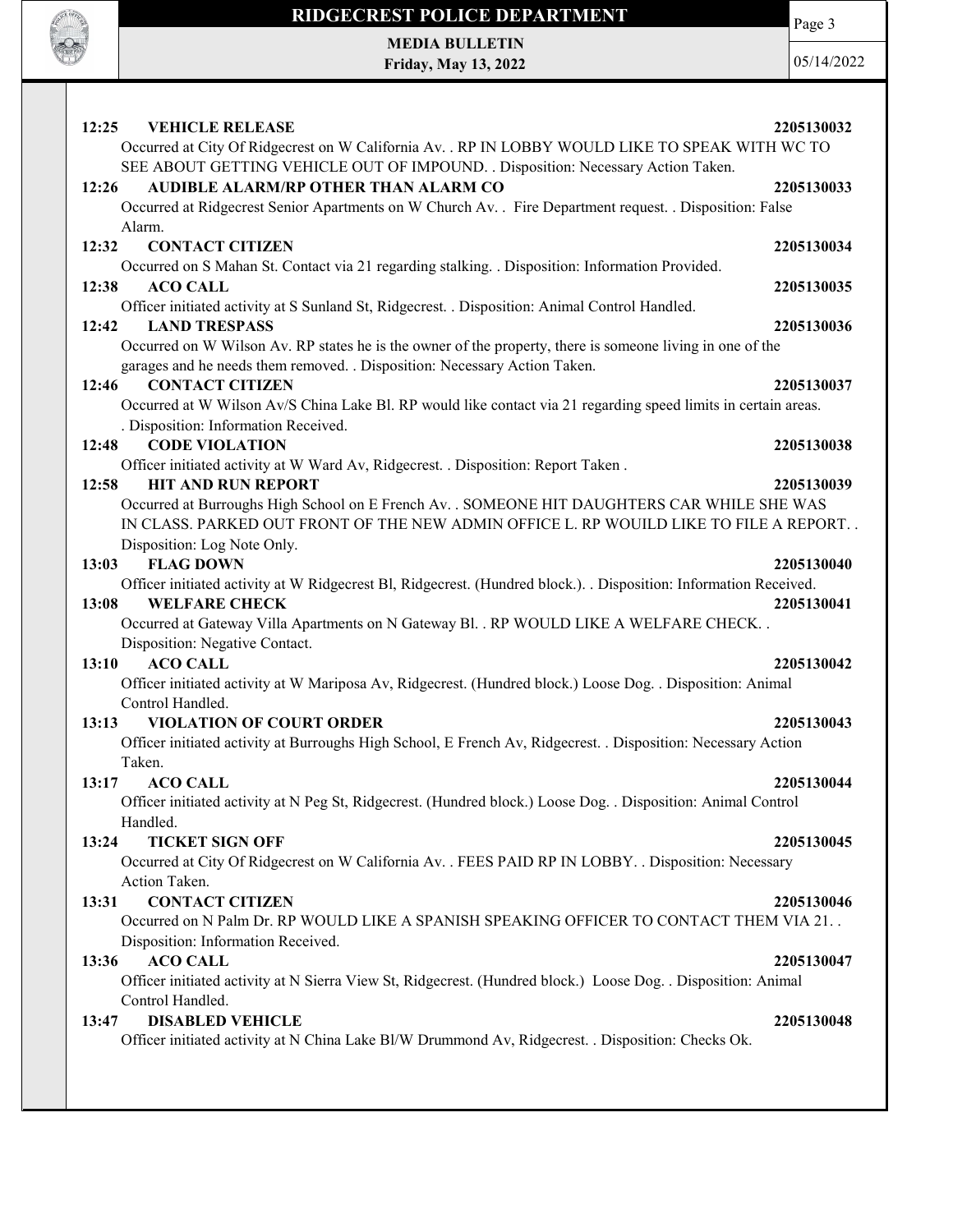**12:25 VEHICLE RELEASE** **2205130032**
Occurred at City Of Ridgecrest on W California Av. . RP IN LOBBY WOULD LIKE TO SPEAK WITH WC TO SEE ABOUT GETTING VEHICLE OUT OF IMPOUND. . Disposition: Necessary Action Taken.

**12:26 AUDIBLE ALARM/RP OTHER THAN ALARM CO** **2205130033**
Occurred at Ridgecrest Senior Apartments on W Church Av. . Fire Department request. . Disposition: False Alarm.

**12:32 CONTACT CITIZEN** **2205130034**
Occurred on S Mahan St. Contact via 21 regarding stalking. . Disposition: Information Provided.

**12:38 ACO CALL** **2205130035**
Officer initiated activity at S Sunland St, Ridgecrest. . Disposition: Animal Control Handled.

**12:42 LAND TRESPASS** **2205130036**
Occurred on W Wilson Av. RP states he is the owner of the property, there is someone living in one of the garages and he needs them removed. . Disposition: Necessary Action Taken.

**12:46 CONTACT CITIZEN** **2205130037**
Occurred at W Wilson Av/S China Lake Bl. RP would like contact via 21 regarding speed limits in certain areas. . Disposition: Information Received.

**12:48 CODE VIOLATION** **2205130038**
Officer initiated activity at W Ward Av, Ridgecrest. . Disposition: Report Taken .

**12:58 HIT AND RUN REPORT** **2205130039**
Occurred at Burroughs High School on E French Av. . SOMEONE HIT DAUGHTERS CAR WHILE SHE WAS IN CLASS. PARKED OUT FRONT OF THE NEW ADMIN OFFICE L. RP WOUILD LIKE TO FILE A REPORT. . Disposition: Log Note Only.

**13:03 FLAG DOWN** **2205130040**
Officer initiated activity at W Ridgecrest Bl, Ridgecrest. (Hundred block.). . Disposition: Information Received.

**13:08 WELFARE CHECK** **2205130041**
Occurred at Gateway Villa Apartments on N Gateway Bl. . RP WOULD LIKE A WELFARE CHECK. . Disposition: Negative Contact.

**13:10 ACO CALL** **2205130042**
Officer initiated activity at W Mariposa Av, Ridgecrest. (Hundred block.) Loose Dog. . Disposition: Animal Control Handled.

**13:13 VIOLATION OF COURT ORDER** **2205130043**
Officer initiated activity at Burroughs High School, E French Av, Ridgecrest. . Disposition: Necessary Action Taken.

**13:17 ACO CALL** **2205130044**
Officer initiated activity at N Peg St, Ridgecrest. (Hundred block.) Loose Dog. . Disposition: Animal Control Handled.

**13:24 TICKET SIGN OFF** **2205130045**
Occurred at City Of Ridgecrest on W California Av. . FEES PAID RP IN LOBBY. . Disposition: Necessary Action Taken.

**13:31 CONTACT CITIZEN** **2205130046**
Occurred on N Palm Dr. RP WOULD LIKE A SPANISH SPEAKING OFFICER TO CONTACT THEM VIA 21. . Disposition: Information Received.

**13:36 ACO CALL** **2205130047**
Officer initiated activity at N Sierra View St, Ridgecrest. (Hundred block.) Loose Dog. . Disposition: Animal Control Handled.

**13:47 DISABLED VEHICLE** **2205130048**
Officer initiated activity at N China Lake Bl/W Drummond Av, Ridgecrest. . Disposition: Checks Ok.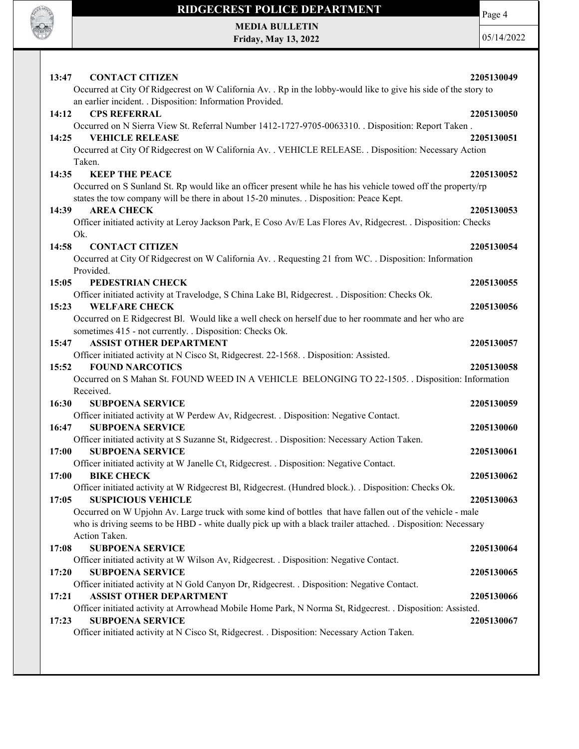**13:47 CONTACT CITIZEN** 2205130049

Occurred at City Of Ridgecrest on W California Av. . Rp in the lobby-would like to give his side of the story to an earlier incident. . Disposition: Information Provided.

**14:12 CPS REFERRAL** 2205130050

Occurred on N Sierra View St. Referral Number 1412-1727-9705-0063310. . Disposition: Report Taken .

**14:25 VEHICLE RELEASE** 2205130051

Occurred at City Of Ridgecrest on W California Av. . VEHICLE RELEASE. . Disposition: Necessary Action Taken.

**14:35 KEEP THE PEACE** 2205130052

Occurred on S Sunland St. Rp would like an officer present while he has his vehicle towed off the property/rp states the tow company will be there in about 15-20 minutes. . Disposition: Peace Kept.

**14:39 AREA CHECK** 2205130053

Officer initiated activity at Leroy Jackson Park, E Coso Av/E Las Flores Av, Ridgecrest. . Disposition: Checks Ok.

**14:58 CONTACT CITIZEN** 2205130054

Occurred at City Of Ridgecrest on W California Av. . Requesting 21 from WC. . Disposition: Information Provided.

**15:05 PEDESTRIAN CHECK** 2205130055

Officer initiated activity at Travelodge, S China Lake Bl, Ridgecrest. . Disposition: Checks Ok.

**15:23 WELFARE CHECK** 2205130056

Occurred on E Ridgecrest Bl. Would like a well check on herself due to her roommate and her who are sometimes 415 - not currently. . Disposition: Checks Ok.

**15:47 ASSIST OTHER DEPARTMENT** 2205130057

Officer initiated activity at N Cisco St, Ridgecrest. 22-1568. . Disposition: Assisted.

**15:52 FOUND NARCOTICS** 2205130058

Occurred on S Mahan St. FOUND WEED IN A VEHICLE BELONGING TO 22-1505. . Disposition: Information Received.

**16:30 SUBPOENA SERVICE** 2205130059

Officer initiated activity at W Perdew Av, Ridgecrest. . Disposition: Negative Contact.

**16:47 SUBPOENA SERVICE** 2205130060

Officer initiated activity at S Suzanne St, Ridgecrest. . Disposition: Necessary Action Taken.

**17:00 SUBPOENA SERVICE** 2205130061

Officer initiated activity at W Janelle Ct, Ridgecrest. . Disposition: Negative Contact.

**17:00 BIKE CHECK** 2205130062

Officer initiated activity at W Ridgecrest Bl, Ridgecrest. (Hundred block.). . Disposition: Checks Ok.

**17:05 SUSPICIOUS VEHICLE** 2205130063

Occurred on W Upjohn Av. Large truck with some kind of bottles that have fallen out of the vehicle - male who is driving seems to be HBD - white dually pick up with a black trailer attached. . Disposition: Necessary Action Taken.

**17:08 SUBPOENA SERVICE** 2205130064

Officer initiated activity at W Wilson Av, Ridgecrest. . Disposition: Negative Contact.

**17:20 SUBPOENA SERVICE** 2205130065

Officer initiated activity at N Gold Canyon Dr, Ridgecrest. . Disposition: Negative Contact.

**17:21 ASSIST OTHER DEPARTMENT** 2205130066

Officer initiated activity at Arrowhead Mobile Home Park, N Norma St, Ridgecrest. . Disposition: Assisted.

**17:23 SUBPOENA SERVICE** 2205130067

Officer initiated activity at N Cisco St, Ridgecrest. . Disposition: Necessary Action Taken.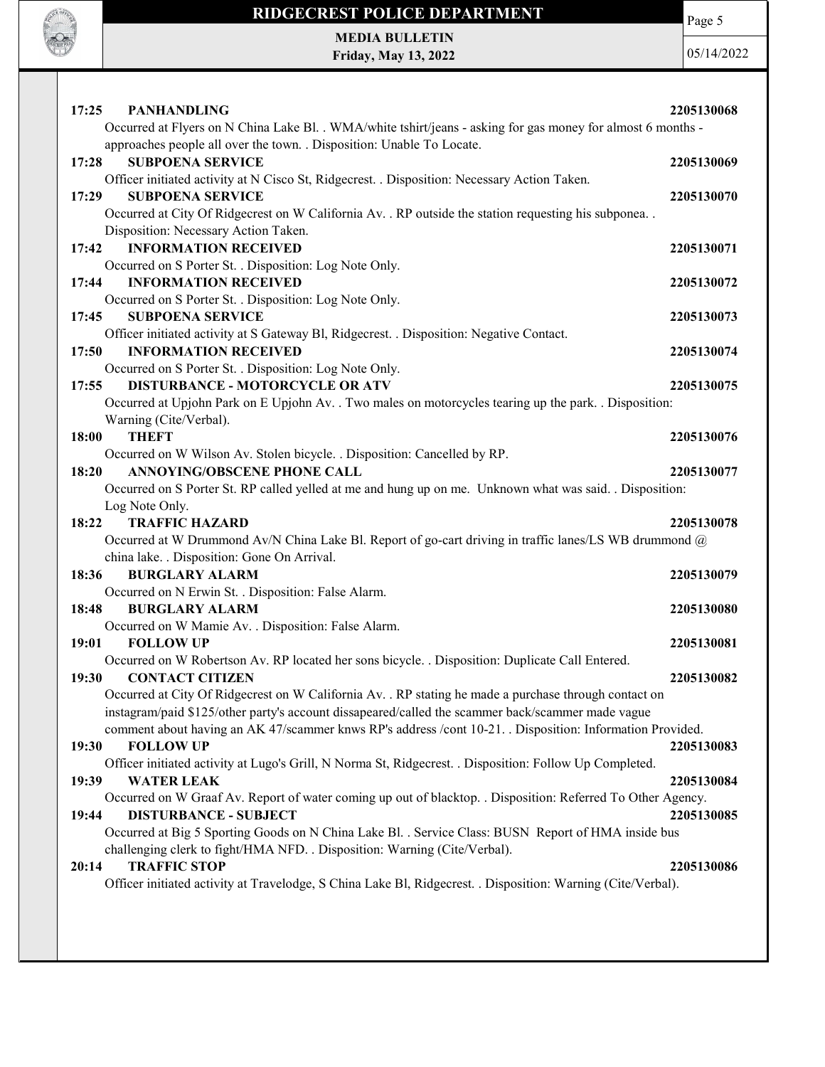**17:25 PANHANDLING** **2205130068**
Occurred at Flyers on N China Lake Bl. . WMA/white tshirt/jeans - asking for gas money for almost 6 months - approaches people all over the town. . Disposition: Unable To Locate.

**17:28 SUBPOENA SERVICE** **2205130069**
Officer initiated activity at N Cisco St, Ridgecrest. . Disposition: Necessary Action Taken.

**17:29 SUBPOENA SERVICE** **2205130070**
Occurred at City Of Ridgecrest on W California Av. . RP outside the station requesting his subponea. . Disposition: Necessary Action Taken.

**17:42 INFORMATION RECEIVED** **2205130071**
Occurred on S Porter St. . Disposition: Log Note Only.

**17:44 INFORMATION RECEIVED** **2205130072**
Occurred on S Porter St. . Disposition: Log Note Only.

**17:45 SUBPOENA SERVICE** **2205130073**
Officer initiated activity at S Gateway Bl, Ridgecrest. . Disposition: Negative Contact.

**17:50 INFORMATION RECEIVED** **2205130074**
Occurred on S Porter St. . Disposition: Log Note Only.

**17:55 DISTURBANCE - MOTORCYCLE OR ATV** **2205130075**
Occurred at Upjohn Park on E Upjohn Av. . Two males on motorcycles tearing up the park. . Disposition: Warning (Cite/Verbal).

**18:00 THEFT** **2205130076**
Occurred on W Wilson Av. Stolen bicycle. . Disposition: Cancelled by RP.

**18:20 ANNOYING/OBSCENE PHONE CALL** **2205130077**
Occurred on S Porter St. RP called yelled at me and hung up on me. Unknown what was said. . Disposition: Log Note Only.

**18:22 TRAFFIC HAZARD** **2205130078**
Occurred at W Drummond Av/N China Lake Bl. Report of go-cart driving in traffic lanes/LS WB drummond @ china lake. . Disposition: Gone On Arrival.

**18:36 BURGLARY ALARM** **2205130079**
Occurred on N Erwin St. . Disposition: False Alarm.

**18:48 BURGLARY ALARM** **2205130080**
Occurred on W Mamie Av. . Disposition: False Alarm.

**19:01 FOLLOW UP** **2205130081**
Occurred on W Robertson Av. RP located her sons bicycle. . Disposition: Duplicate Call Entered.

**19:30 CONTACT CITIZEN** **2205130082**
Occurred at City Of Ridgecrest on W California Av. . RP stating he made a purchase through contact on instagram/paid $125/other party's account dissapeared/called the scammer back/scammer made vague comment about having an AK 47/scammer knws RP's address /cont 10-21. . Disposition: Information Provided.

**19:30 FOLLOW UP** **2205130083**
Officer initiated activity at Lugo's Grill, N Norma St, Ridgecrest. . Disposition: Follow Up Completed.

**19:39 WATER LEAK** **2205130084**
Occurred on W Graaf Av. Report of water coming up out of blacktop. . Disposition: Referred To Other Agency.

**19:44 DISTURBANCE - SUBJECT** **2205130085**
Occurred at Big 5 Sporting Goods on N China Lake Bl. . Service Class: BUSN Report of HMA inside bus challenging clerk to fight/HMA NFD. . Disposition: Warning (Cite/Verbal).

**20:14 TRAFFIC STOP** **2205130086**
Officer initiated activity at Travelodge, S China Lake Bl, Ridgecrest. . Disposition: Warning (Cite/Verbal).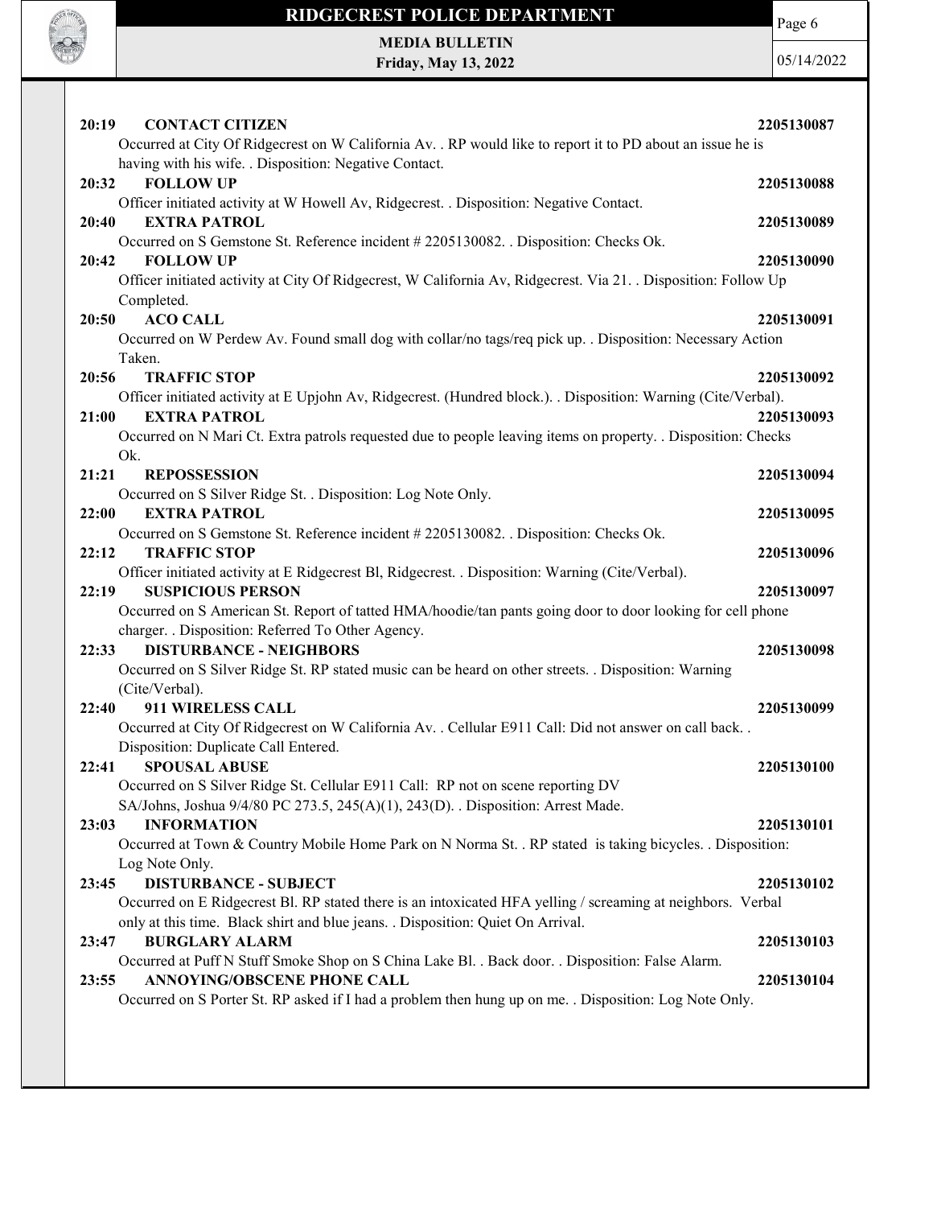**20:19 CONTACT CITIZEN** **2205130087**
Occurred at City Of Ridgecrest on W California Av. . RP would like to report it to PD about an issue he is having with his wife. . Disposition: Negative Contact.

**20:32 FOLLOW UP** **2205130088**
Officer initiated activity at W Howell Av, Ridgecrest. . Disposition: Negative Contact.

**20:40 EXTRA PATROL** **2205130089**
Occurred on S Gemstone St. Reference incident # 2205130082. . Disposition: Checks Ok.

**20:42 FOLLOW UP** **2205130090**
Officer initiated activity at City Of Ridgecrest, W California Av, Ridgecrest. Via 21. . Disposition: Follow Up Completed.

**20:50 ACO CALL** **2205130091**
Occurred on W Perdew Av. Found small dog with collar/no tags/req pick up. . Disposition: Necessary Action Taken.

**20:56 TRAFFIC STOP** **2205130092**
Officer initiated activity at E Upjohn Av, Ridgecrest. (Hundred block.). . Disposition: Warning (Cite/Verbal).

**21:00 EXTRA PATROL** **2205130093**
Occurred on N Mari Ct. Extra patrols requested due to people leaving items on property. . Disposition: Checks Ok.

**21:21 REPOSSESSION** **2205130094**
Occurred on S Silver Ridge St. . Disposition: Log Note Only.

**22:00 EXTRA PATROL** **2205130095**
Occurred on S Gemstone St. Reference incident # 2205130082. . Disposition: Checks Ok.

**22:12 TRAFFIC STOP** **2205130096**
Officer initiated activity at E Ridgecrest Bl, Ridgecrest. . Disposition: Warning (Cite/Verbal).

**22:19 SUSPICIOUS PERSON** **2205130097**
Occurred on S American St. Report of tatted HMA/hoodie/tan pants going door to door looking for cell phone charger. . Disposition: Referred To Other Agency.

**22:33 DISTURBANCE - NEIGHBORS** **2205130098**
Occurred on S Silver Ridge St. RP stated music can be heard on other streets. . Disposition: Warning (Cite/Verbal).

**22:40 911 WIRELESS CALL** **2205130099**
Occurred at City Of Ridgecrest on W California Av. . Cellular E911 Call: Did not answer on call back. . Disposition: Duplicate Call Entered.

**22:41 SPOUSAL ABUSE** **2205130100**
Occurred on S Silver Ridge St. Cellular E911 Call: RP not on scene reporting DV
SA/Johns, Joshua 9/4/80 PC 273.5, 245(A)(1), 243(D). . Disposition: Arrest Made.

**23:03 INFORMATION** **2205130101**
Occurred at Town & Country Mobile Home Park on N Norma St. . RP stated is taking bicycles. . Disposition: Log Note Only.

**23:45 DISTURBANCE - SUBJECT** **2205130102**
Occurred on E Ridgecrest Bl. RP stated there is an intoxicated HFA yelling / screaming at neighbors. Verbal only at this time. Black shirt and blue jeans. . Disposition: Quiet On Arrival.

**23:47 BURGLARY ALARM** **2205130103**
Occurred at Puff N Stuff Smoke Shop on S China Lake Bl. . Back door. . Disposition: False Alarm.

**23:55 ANNOYING/OBSCENE PHONE CALL** **2205130104**
Occurred on S Porter St. RP asked if I had a problem then hung up on me. . Disposition: Log Note Only.